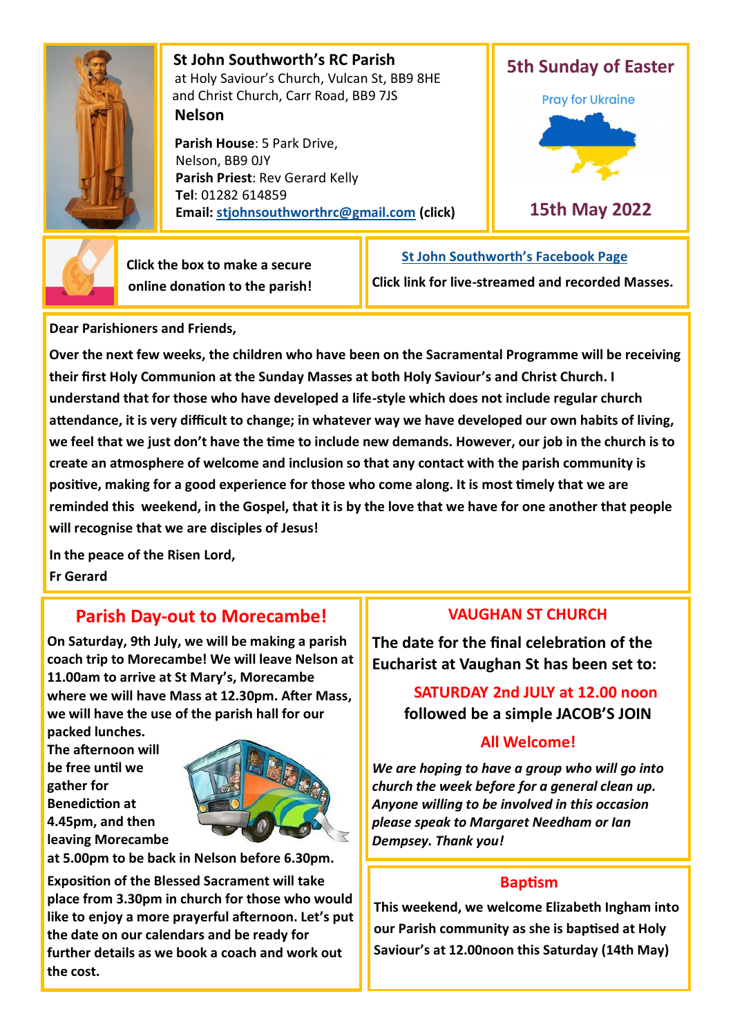## St John Southworth's RC Parish

at Holy Saviour's Church, Vulcan St, BB9 8HE
and Christ Church, Carr Road, BB9 7JS

**Nelson**

**Parish House**: 5 Park Drive, Nelson, BB9 0JY
**Parish Priest**: Rev Gerard Kelly
**Tel**: 01282 614859
**Email:** stjohnsouthworthrc@gmail.com **(click)**

## 5th Sunday of Easter

Pray for Ukraine

## 15th May 2022

**Click the box to make a secure online donation to the parish!**

**St John Southworth's Facebook Page**

**Click link for live-streamed and recorded Masses.**

**Dear Parishioners and Friends,**

**Over the next few weeks, the children who have been on the Sacramental Programme will be receiving their first Holy Communion at the Sunday Masses at both Holy Saviour's and Christ Church. I understand that for those who have developed a life-style which does not include regular church attendance, it is very difficult to change; in whatever way we have developed our own habits of living, we feel that we just don't have the time to include new demands. However, our job in the church is to create an atmosphere of welcome and inclusion so that any contact with the parish community is positive, making for a good experience for those who come along. It is most timely that we are reminded this weekend, in the Gospel, that it is by the love that we have for one another that people will recognise that we are disciples of Jesus!**

**In the peace of the Risen Lord,**
**Fr Gerard**

## Parish Day-out to Morecambe!

**On Saturday, 9th July, we will be making a parish coach trip to Morecambe! We will leave Nelson at 11.00am to arrive at St Mary's, Morecambe where we will have Mass at 12.30pm. After Mass, we will have the use of the parish hall for our packed lunches. The afternoon will be free until we gather for Benediction at 4.45pm, and then leaving Morecambe at 5.00pm to be back in Nelson before 6.30pm.**

**Exposition of the Blessed Sacrament will take place from 3.30pm in church for those who would like to enjoy a more prayerful afternoon. Let's put the date on our calendars and be ready for further details as we book a coach and work out the cost.**

## VAUGHAN ST CHURCH

**The date for the final celebration of the Eucharist at Vaughan St has been set to:**

**SATURDAY 2nd JULY at 12.00 noon**
**followed be a simple JACOB'S JOIN**

**All Welcome!**

***We are hoping to have a group who will go into church the week before for a general clean up. Anyone willing to be involved in this occasion please speak to Margaret Needham or Ian Dempsey. Thank you!***

## Baptism

**This weekend, we welcome Elizabeth Ingham into our Parish community as she is baptised at Holy Saviour's at 12.00noon this Saturday (14th May)**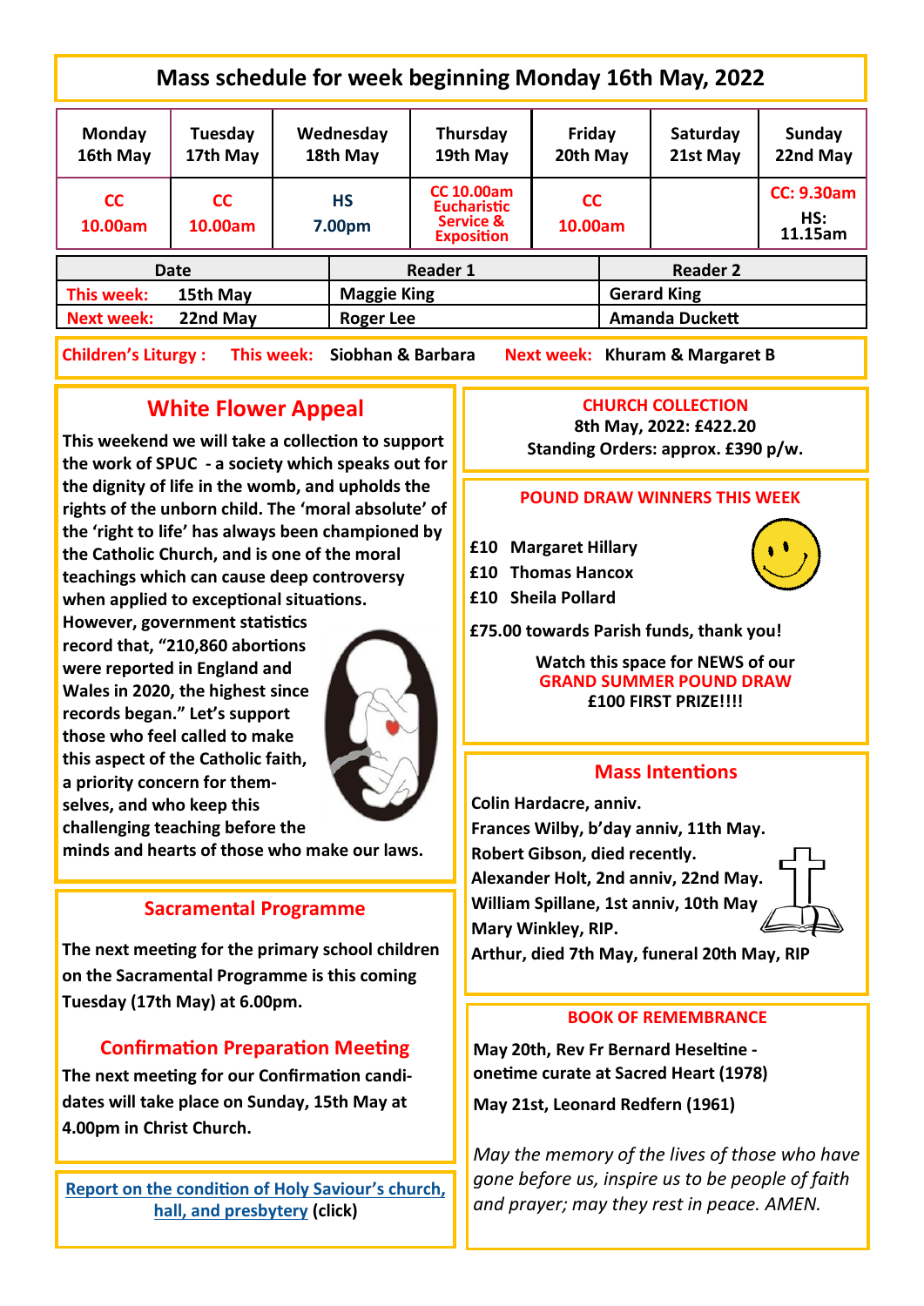## Mass schedule for week beginning Monday 16th May, 2022

| Monday 16th May | Tuesday 17th May | Wednesday 18th May | Thursday 19th May | Friday 20th May | Saturday 21st May | Sunday 22nd May |
|---|---|---|---|---|---|---|
| CC 10.00am | CC 10.00am | HS 7.00pm | CC 10.00am Eucharistic Service & Exposition | CC 10.00am | | CC: 9.30am HS: 11.15am |

| Date | | Reader 1 | Reader 2 |
|---|---|---|---|
| This week: | 15th May | Maggie King | Gerard King |
| Next week: | 22nd May | Roger Lee | Amanda Duckett |

**Children's Liturgy :** This week: Siobhan & Barbara   Next week: Khuram & Margaret B

## White Flower Appeal

This weekend we will take a collection to support the work of SPUC - a society which speaks out for the dignity of life in the womb, and upholds the rights of the unborn child. The 'moral absolute' of the 'right to life' has always been championed by the Catholic Church, and is one of the moral teachings which can cause deep controversy when applied to exceptional situations. However, government statistics record that, "210,860 abortions were reported in England and Wales in 2020, the highest since records began." Let's support those who feel called to make this aspect of the Catholic faith, a priority concern for themselves, and who keep this challenging teaching before the minds and hearts of those who make our laws.

## Sacramental Programme

The next meeting for the primary school children on the Sacramental Programme is this coming Tuesday (17th May) at 6.00pm.

## Confirmation Preparation Meeting

The next meeting for our Confirmation candidates will take place on Sunday, 15th May at 4.00pm in Christ Church.

[Report on the condition of Holy Saviour's church, hall, and presbytery](#) (click)

## CHURCH COLLECTION

8th May, 2022: £422.20
Standing Orders: approx. £390 p/w.

## POUND DRAW WINNERS THIS WEEK

£10 Margaret Hillary
£10 Thomas Hancox
£10 Sheila Pollard

£75.00 towards Parish funds, thank you!

Watch this space for NEWS of our
GRAND SUMMER POUND DRAW
£100 FIRST PRIZE!!!!

## Mass Intentions

Colin Hardacre, anniv.
Frances Wilby, b'day anniv, 11th May.
Robert Gibson, died recently.
Alexander Holt, 2nd anniv, 22nd May.
William Spillane, 1st anniv, 10th May
Mary Winkley, RIP.
Arthur, died 7th May, funeral 20th May, RIP

## BOOK OF REMEMBRANCE

May 20th, Rev Fr Bernard Heseltine - onetime curate at Sacred Heart (1978)

May 21st, Leonard Redfern (1961)

*May the memory of the lives of those who have gone before us, inspire us to be people of faith and prayer; may they rest in peace. AMEN.*